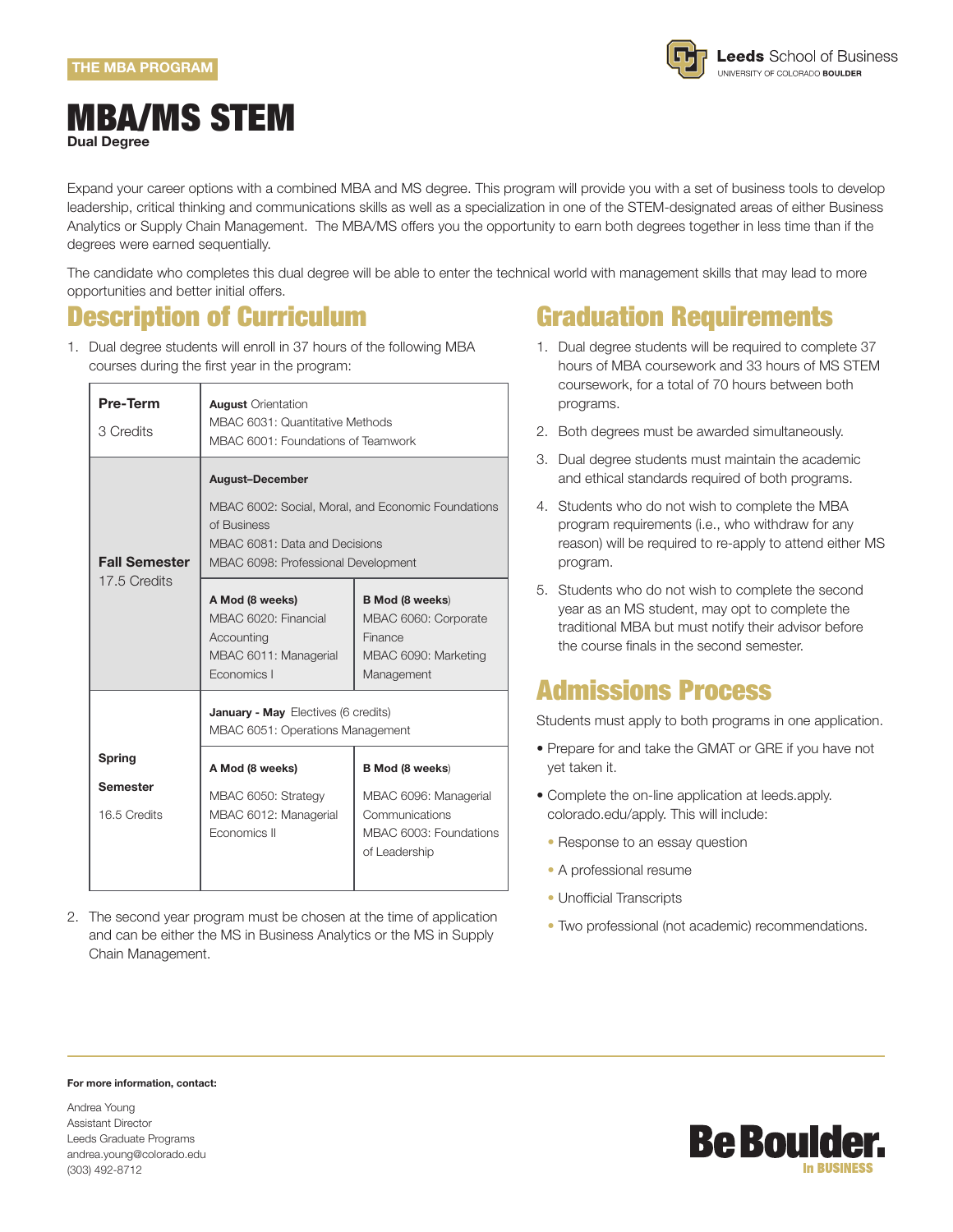THE MBA PROGRAM

# MBA/MS STEM

**Dual Degree**

Expand your career options with a combined MBA and MS degree. This program will provide you with a set of business tools to develop leadership, critical thinking and communications skills as well as a specialization in one of the STEM-designated areas of either Business Analytics or Supply Chain Management. The MBA/MS offers you the opportunity to earn both degrees together in less time than if the degrees were earned sequentially.

The candidate who completes this dual degree will be able to enter the technical world with management skills that may lead to more opportunities and better initial offers.

## Description of Curriculum

1. Dual degree students will enroll in 37 hours of the following MBA courses during the first year in the program:

| Term | | |
|---|---|---|
| **Pre-Term** 3 Credits | **August** Orientation<br>MBAC 6031: Quantitative Methods<br>MBAC 6001: Foundations of Teamwork | |
| **Fall Semester** 17.5 Credits | **August–December**<br>MBAC 6002: Social, Moral, and Economic Foundations of Business<br>MBAC 6081: Data and Decisions<br>MBAC 6098: Professional Development | |
| | **A Mod (8 weeks)**<br>MBAC 6020: Financial Accounting<br>MBAC 6011: Managerial Economics I | **B Mod (8 weeks)**<br>MBAC 6060: Corporate Finance<br>MBAC 6090: Marketing Management |
| **Spring Semester** 16.5 Credits | **January - May** Electives (6 credits)<br>MBAC 6051: Operations Management | |
| | **A Mod (8 weeks)**<br>MBAC 6050: Strategy<br>MBAC 6012: Managerial Economics II | **B Mod (8 weeks)**<br>MBAC 6096: Managerial Communications<br>MBAC 6003: Foundations of Leadership |

2. The second year program must be chosen at the time of application and can be either the MS in Business Analytics or the MS in Supply Chain Management.

## Graduation Requirements

1. Dual degree students will be required to complete 37 hours of MBA coursework and 33 hours of MS STEM coursework, for a total of 70 hours between both programs.
2. Both degrees must be awarded simultaneously.
3. Dual degree students must maintain the academic and ethical standards required of both programs.
4. Students who do not wish to complete the MBA program requirements (i.e., who withdraw for any reason) will be required to re-apply to attend either MS program.
5. Students who do not wish to complete the second year as an MS student, may opt to complete the traditional MBA but must notify their advisor before the course finals in the second semester.

## Admissions Process

Students must apply to both programs in one application.

- Prepare for and take the GMAT or GRE if you have not yet taken it.
- Complete the on-line application at leeds.apply.colorado.edu/apply. This will include:
  - Response to an essay question
  - A professional resume
  - Unofficial Transcripts
  - Two professional (not academic) recommendations.

**For more information, contact:**

Andrea Young
Assistant Director
Leeds Graduate Programs
andrea.young@colorado.edu
(303) 492-8712

Be Boulder. In BUSINESS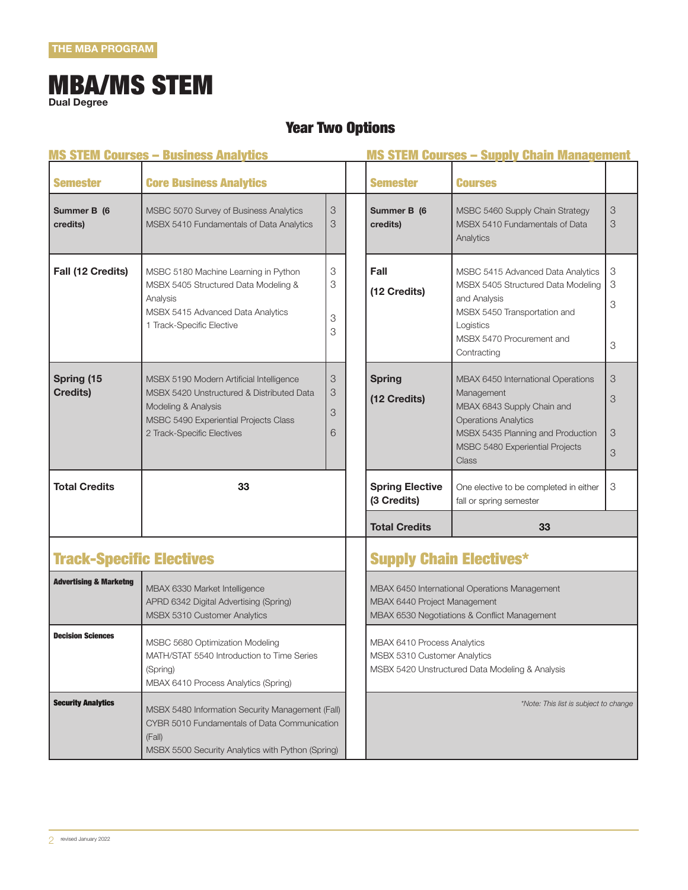THE MBA PROGRAM

# MBA/MS STEM

**Dual Degree**

## Year Two Options

### MS STEM Courses – Business Analytics

| Semester | Core Business Analytics | |
|---|---|---|
| Summer B (6 credits) | MSBC 5070 Survey of Business Analytics<br>MSBX 5410 Fundamentals of Data Analytics | 3<br>3 |
| Fall (12 Credits) | MSBC 5180 Machine Learning in Python<br>MSBX 5405 Structured Data Modeling & Analysis<br>MSBX 5415 Advanced Data Analytics<br>1 Track-Specific Elective | 3<br>3<br>3<br>3 |
| Spring (15 Credits) | MSBX 5190 Modern Artificial Intelligence<br>MSBX 5420 Unstructured & Distributed Data Modeling & Analysis<br>MSBC 5490 Experiential Projects Class<br>2 Track-Specific Electives | 3<br>3<br>3<br>6 |
| Total Credits | 33 | |

### Track-Specific Electives

| | |
|---|---|
| Advertising & Marketng | MBAX 6330 Market Intelligence<br>APRD 6342 Digital Advertising (Spring)<br>MSBX 5310 Customer Analytics |
| Decision Sciences | MSBC 5680 Optimization Modeling<br>MATH/STAT 5540 Introduction to Time Series (Spring)<br>MBAX 6410 Process Analytics (Spring) |
| Security Analytics | MSBX 5480 Information Security Management (Fall)<br>CYBR 5010 Fundamentals of Data Communication (Fall)<br>MSBX 5500 Security Analytics with Python (Spring) |

### MS STEM Courses – Supply Chain Management

| Semester | Courses | |
|---|---|---|
| Summer B (6 credits) | MSBC 5460 Supply Chain Strategy<br>MSBX 5410 Fundamentals of Data Analytics | 3<br>3 |
| Fall (12 Credits) | MSBC 5415 Advanced Data Analytics<br>MSBX 5405 Structured Data Modeling and Analysis<br>MSBX 5450 Transportation and Logistics<br>MSBX 5470 Procurement and Contracting | 3<br>3<br>3<br>3 |
| Spring (12 Credits) | MBAX 6450 International Operations Management<br>MBAX 6843 Supply Chain and Operations Analytics<br>MSBX 5435 Planning and Production<br>MSBC 5480 Experiential Projects Class | 3<br>3<br>3<br>3 |
| Spring Elective (3 Credits) | One elective to be completed in either fall or spring semester | 3 |
| Total Credits | 33 | |

### Supply Chain Electives*

MBAX 6450 International Operations Management
MBAX 6440 Project Management
MBAX 6530 Negotiations & Conflict Management

MBAX 6410 Process Analytics
MSBX 5310 Customer Analytics
MSBX 5420 Unstructured Data Modeling & Analysis

*\*Note: This list is subject to change*

revised January 2022